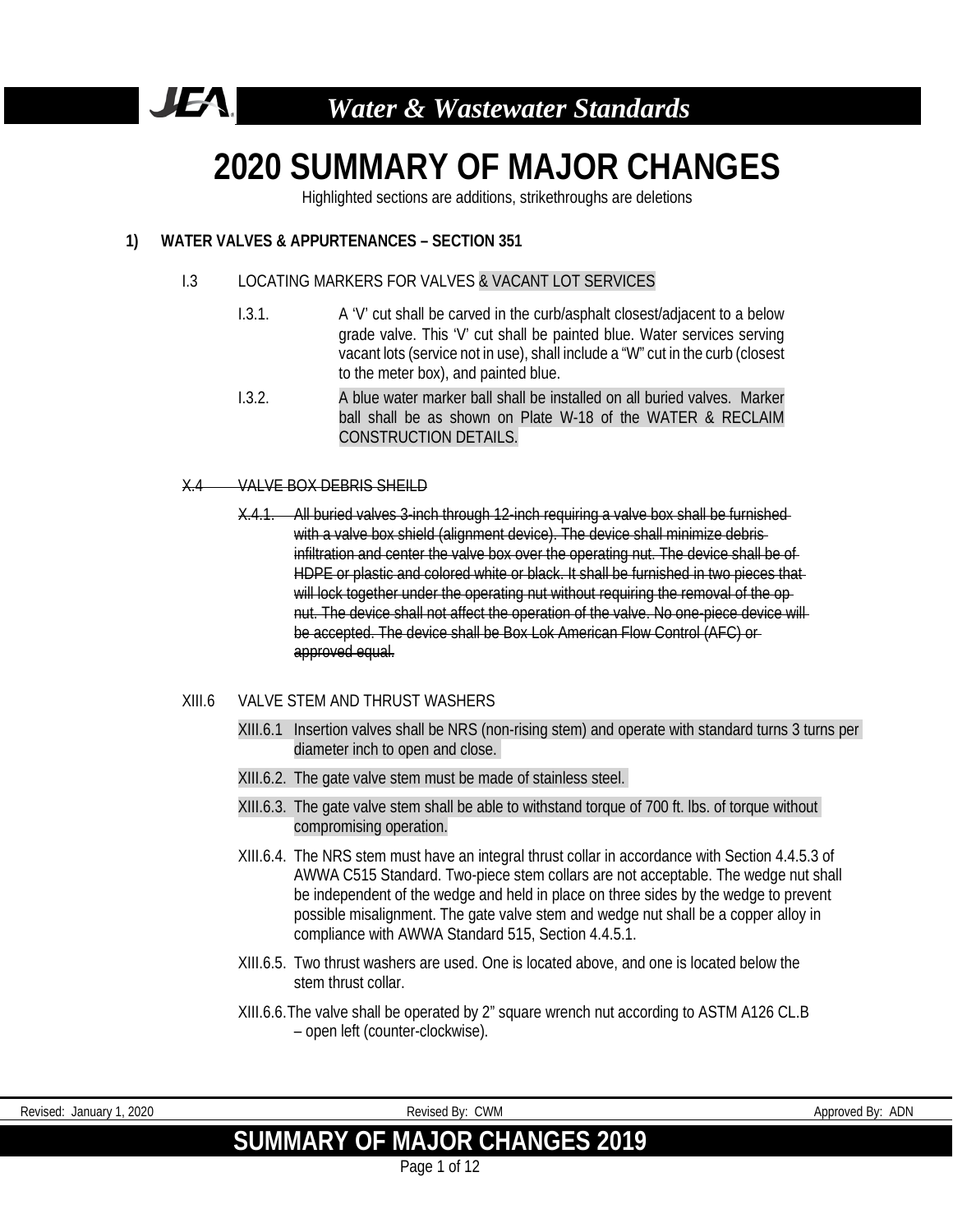# 2020 SUMMARY OF MAJOR CHANGES

Highlighted sections are additions, strikethroughs are deletions

**1) WATER VALVES & APPURTENANCES – SECTION 351**

I.3 LOCATING MARKERS FOR VALVES & VACANT LOT SERVICES

- I.3.1. A 'V' cut shall be carved in the curb/asphalt closest/adjacent to a below grade valve. This 'V' cut shall be painted blue. Water services serving vacant lots (service not in use), shall include a "W" cut in the curb (closest to the meter box), and painted blue.
- I.3.2. A blue water marker ball shall be installed on all buried valves. Marker ball shall be as shown on Plate W-18 of the WATER & RECLAIM CONSTRUCTION DETAILS.

~~X.4 VALVE BOX DEBRIS SHEILD~~

- ~~X.4.1. All buried valves 3-inch through 12-inch requiring a valve box shall be furnished with a valve box shield (alignment device). The device shall minimize debris infiltration and center the valve box over the operating nut. The device shall be of HDPE or plastic and colored white or black. It shall be furnished in two pieces that will lock together under the operating nut without requiring the removal of the op nut. The device shall not affect the operation of the valve. No one-piece device will be accepted. The device shall be Box Lok American Flow Control (AFC) or approved equal.~~

XIII.6 VALVE STEM AND THRUST WASHERS

- XIII.6.1 Insertion valves shall be NRS (non-rising stem) and operate with standard turns 3 turns per diameter inch to open and close.
- XIII.6.2. The gate valve stem must be made of stainless steel.
- XIII.6.3. The gate valve stem shall be able to withstand torque of 700 ft. lbs. of torque without compromising operation.
- XIII.6.4. The NRS stem must have an integral thrust collar in accordance with Section 4.4.5.3 of AWWA C515 Standard. Two-piece stem collars are not acceptable. The wedge nut shall be independent of the wedge and held in place on three sides by the wedge to prevent possible misalignment. The gate valve stem and wedge nut shall be a copper alloy in compliance with AWWA Standard 515, Section 4.4.5.1.
- XIII.6.5. Two thrust washers are used. One is located above, and one is located below the stem thrust collar.
- XIII.6.6. The valve shall be operated by 2" square wrench nut according to ASTM A126 CL.B – open left (counter-clockwise).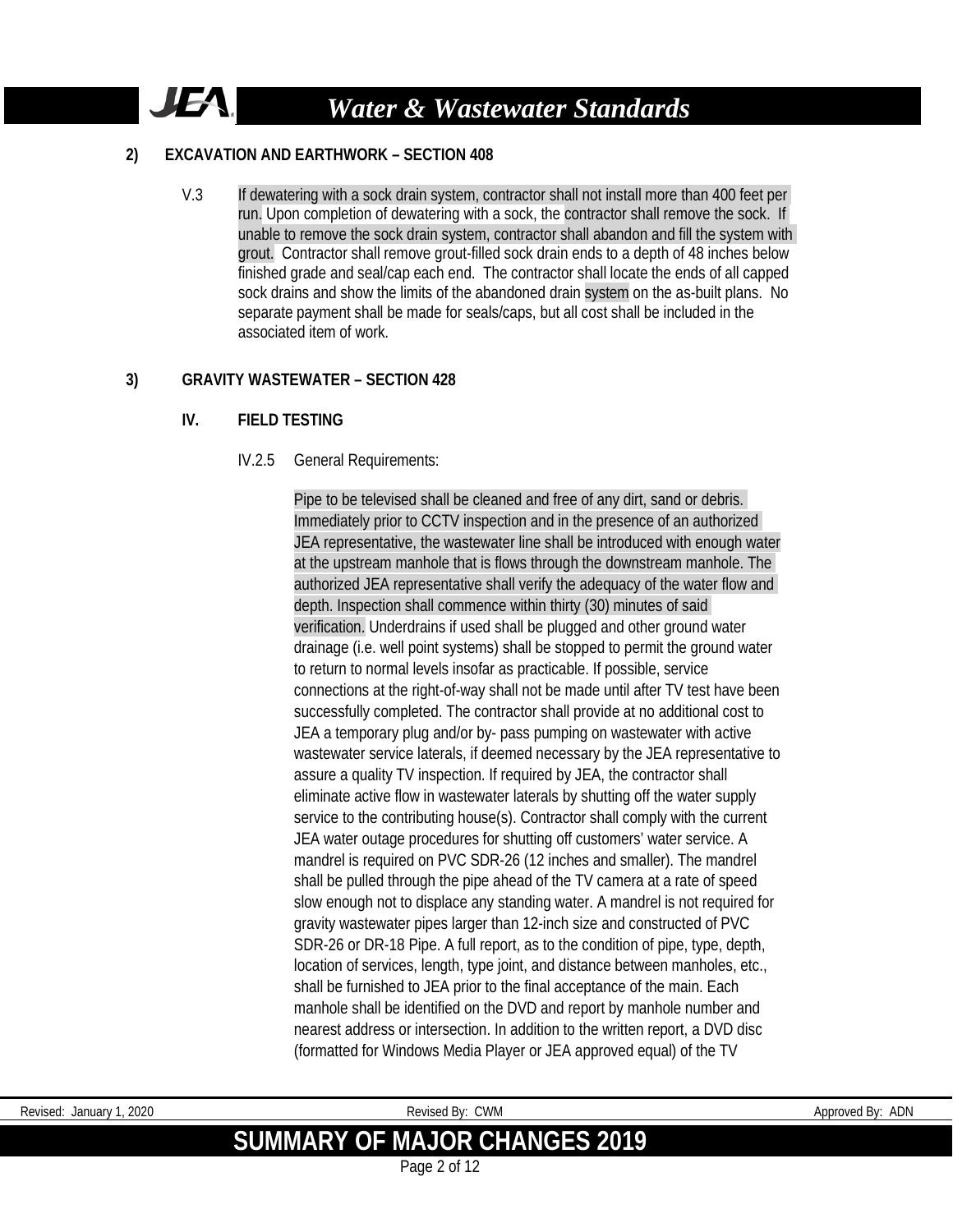**2) EXCAVATION AND EARTHWORK – SECTION 408**

V.3 If dewatering with a sock drain system, contractor shall not install more than 400 feet per run. Upon completion of dewatering with a sock, the contractor shall remove the sock. If unable to remove the sock drain system, contractor shall abandon and fill the system with grout. Contractor shall remove grout-filled sock drain ends to a depth of 48 inches below finished grade and seal/cap each end. The contractor shall locate the ends of all capped sock drains and show the limits of the abandoned drain system on the as-built plans. No separate payment shall be made for seals/caps, but all cost shall be included in the associated item of work.

**3) GRAVITY WASTEWATER – SECTION 428**

**IV. FIELD TESTING**

IV.2.5 General Requirements:

Pipe to be televised shall be cleaned and free of any dirt, sand or debris. Immediately prior to CCTV inspection and in the presence of an authorized JEA representative, the wastewater line shall be introduced with enough water at the upstream manhole that is flows through the downstream manhole. The authorized JEA representative shall verify the adequacy of the water flow and depth. Inspection shall commence within thirty (30) minutes of said verification. Underdrains if used shall be plugged and other ground water drainage (i.e. well point systems) shall be stopped to permit the ground water to return to normal levels insofar as practicable. If possible, service connections at the right-of-way shall not be made until after TV test have been successfully completed. The contractor shall provide at no additional cost to JEA a temporary plug and/or by- pass pumping on wastewater with active wastewater service laterals, if deemed necessary by the JEA representative to assure a quality TV inspection. If required by JEA, the contractor shall eliminate active flow in wastewater laterals by shutting off the water supply service to the contributing house(s). Contractor shall comply with the current JEA water outage procedures for shutting off customers' water service. A mandrel is required on PVC SDR-26 (12 inches and smaller). The mandrel shall be pulled through the pipe ahead of the TV camera at a rate of speed slow enough not to displace any standing water. A mandrel is not required for gravity wastewater pipes larger than 12-inch size and constructed of PVC SDR-26 or DR-18 Pipe. A full report, as to the condition of pipe, type, depth, location of services, length, type joint, and distance between manholes, etc., shall be furnished to JEA prior to the final acceptance of the main. Each manhole shall be identified on the DVD and report by manhole number and nearest address or intersection. In addition to the written report, a DVD disc (formatted for Windows Media Player or JEA approved equal) of the TV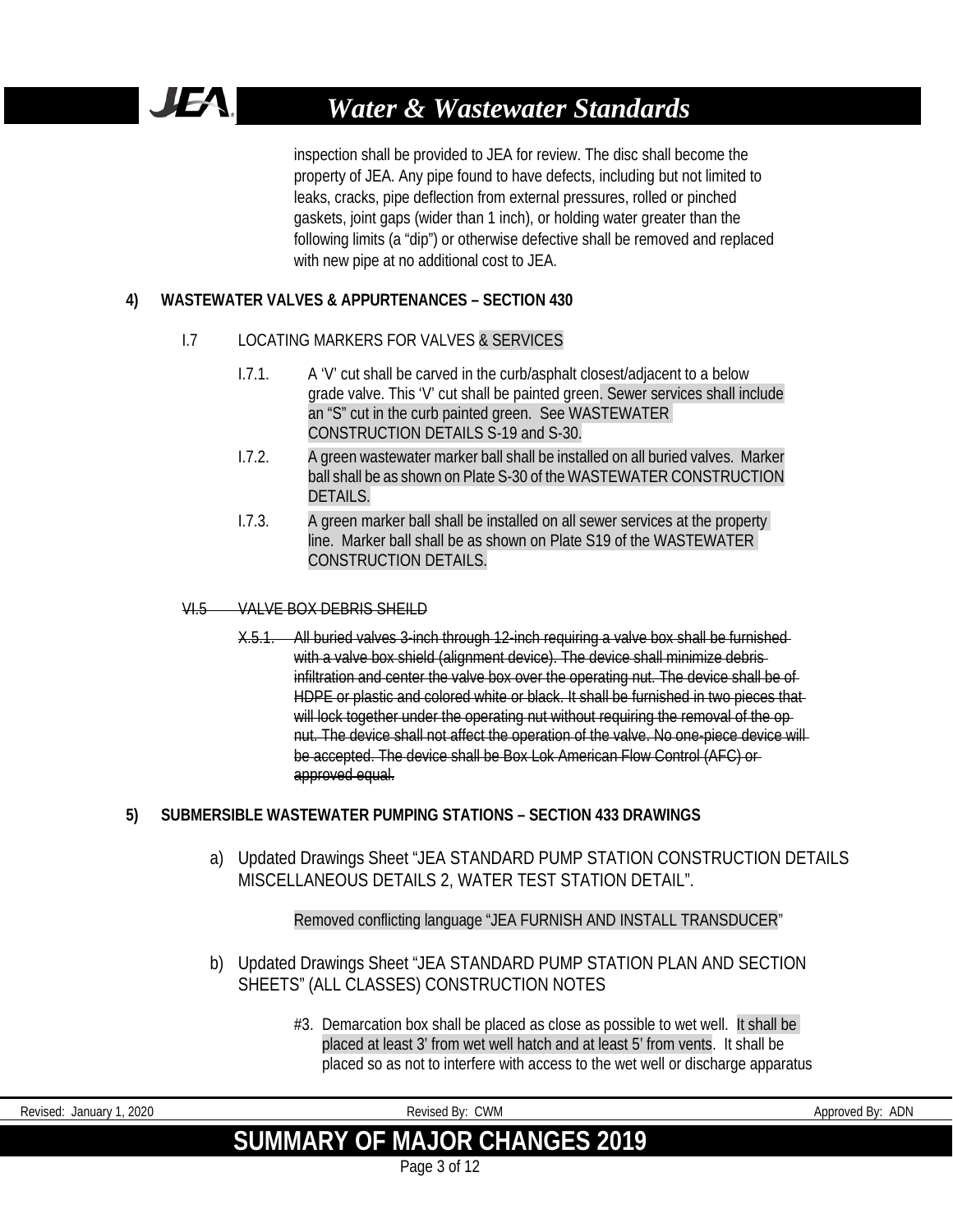inspection shall be provided to JEA for review. The disc shall become the property of JEA. Any pipe found to have defects, including but not limited to leaks, cracks, pipe deflection from external pressures, rolled or pinched gaskets, joint gaps (wider than 1 inch), or holding water greater than the following limits (a "dip") or otherwise defective shall be removed and replaced with new pipe at no additional cost to JEA.

**4) WASTEWATER VALVES & APPURTENANCES – SECTION 430**

I.7 LOCATING MARKERS FOR VALVES & SERVICES

I.7.1. A 'V' cut shall be carved in the curb/asphalt closest/adjacent to a below grade valve. This 'V' cut shall be painted green. Sewer services shall include an "S" cut in the curb painted green. See WASTEWATER CONSTRUCTION DETAILS S-19 and S-30.

I.7.2. A green wastewater marker ball shall be installed on all buried valves. Marker ball shall be as shown on Plate S-30 of the WASTEWATER CONSTRUCTION DETAILS.

I.7.3. A green marker ball shall be installed on all sewer services at the property line. Marker ball shall be as shown on Plate S19 of the WASTEWATER CONSTRUCTION DETAILS.

~~VI.5 VALVE BOX DEBRIS SHEILD~~

~~X.5.1. All buried valves 3-inch through 12-inch requiring a valve box shall be furnished with a valve box shield (alignment device). The device shall minimize debris infiltration and center the valve box over the operating nut. The device shall be of HDPE or plastic and colored white or black. It shall be furnished in two pieces that will lock together under the operating nut without requiring the removal of the op nut. The device shall not affect the operation of the valve. No one-piece device will be accepted. The device shall be Box Lok American Flow Control (AFC) or approved equal.~~

**5) SUBMERSIBLE WASTEWATER PUMPING STATIONS – SECTION 433 DRAWINGS**

a) Updated Drawings Sheet "JEA STANDARD PUMP STATION CONSTRUCTION DETAILS MISCELLANEOUS DETAILS 2, WATER TEST STATION DETAIL".

Removed conflicting language "JEA FURNISH AND INSTALL TRANSDUCER"

b) Updated Drawings Sheet "JEA STANDARD PUMP STATION PLAN AND SECTION SHEETS" (ALL CLASSES) CONSTRUCTION NOTES

#3. Demarcation box shall be placed as close as possible to wet well. It shall be placed at least 3' from wet well hatch and at least 5' from vents. It shall be placed so as not to interfere with access to the wet well or discharge apparatus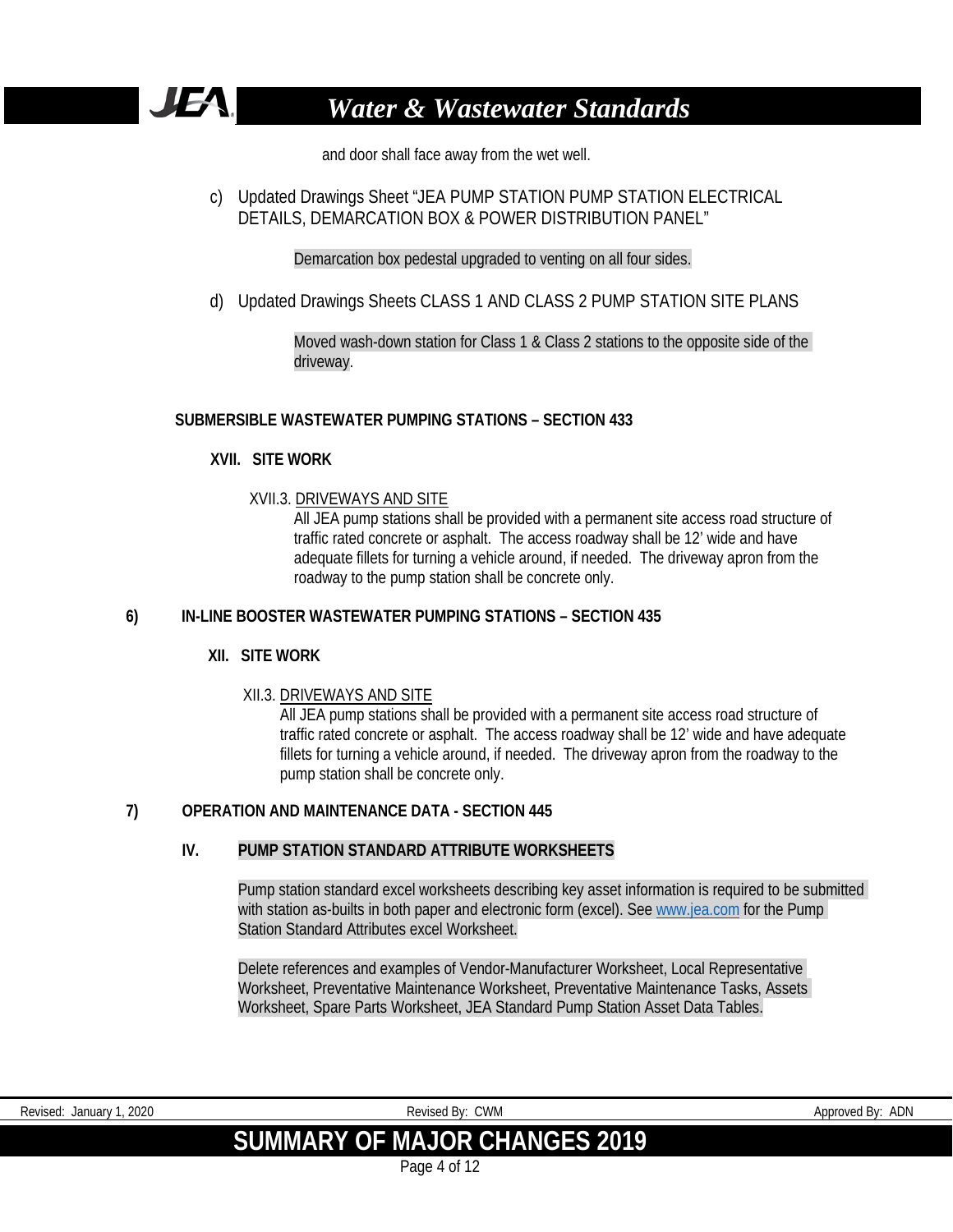and door shall face away from the wet well.

c) Updated Drawings Sheet "JEA PUMP STATION PUMP STATION ELECTRICAL DETAILS, DEMARCATION BOX & POWER DISTRIBUTION PANEL"

Demarcation box pedestal upgraded to venting on all four sides.

d) Updated Drawings Sheets CLASS 1 AND CLASS 2 PUMP STATION SITE PLANS

Moved wash-down station for Class 1 & Class 2 stations to the opposite side of the driveway.

**SUBMERSIBLE WASTEWATER PUMPING STATIONS – SECTION 433**

**XVII. SITE WORK**

XVII.3. DRIVEWAYS AND SITE

All JEA pump stations shall be provided with a permanent site access road structure of traffic rated concrete or asphalt. The access roadway shall be 12' wide and have adequate fillets for turning a vehicle around, if needed. The driveway apron from the roadway to the pump station shall be concrete only.

**6) IN-LINE BOOSTER WASTEWATER PUMPING STATIONS – SECTION 435**

**XII. SITE WORK**

XII.3. DRIVEWAYS AND SITE

All JEA pump stations shall be provided with a permanent site access road structure of traffic rated concrete or asphalt. The access roadway shall be 12' wide and have adequate fillets for turning a vehicle around, if needed. The driveway apron from the roadway to the pump station shall be concrete only.

**7) OPERATION AND MAINTENANCE DATA - SECTION 445**

**IV. PUMP STATION STANDARD ATTRIBUTE WORKSHEETS**

Pump station standard excel worksheets describing key asset information is required to be submitted with station as-builts in both paper and electronic form (excel). See www.jea.com for the Pump Station Standard Attributes excel Worksheet.

Delete references and examples of Vendor-Manufacturer Worksheet, Local Representative Worksheet, Preventative Maintenance Worksheet, Preventative Maintenance Tasks, Assets Worksheet, Spare Parts Worksheet, JEA Standard Pump Station Asset Data Tables.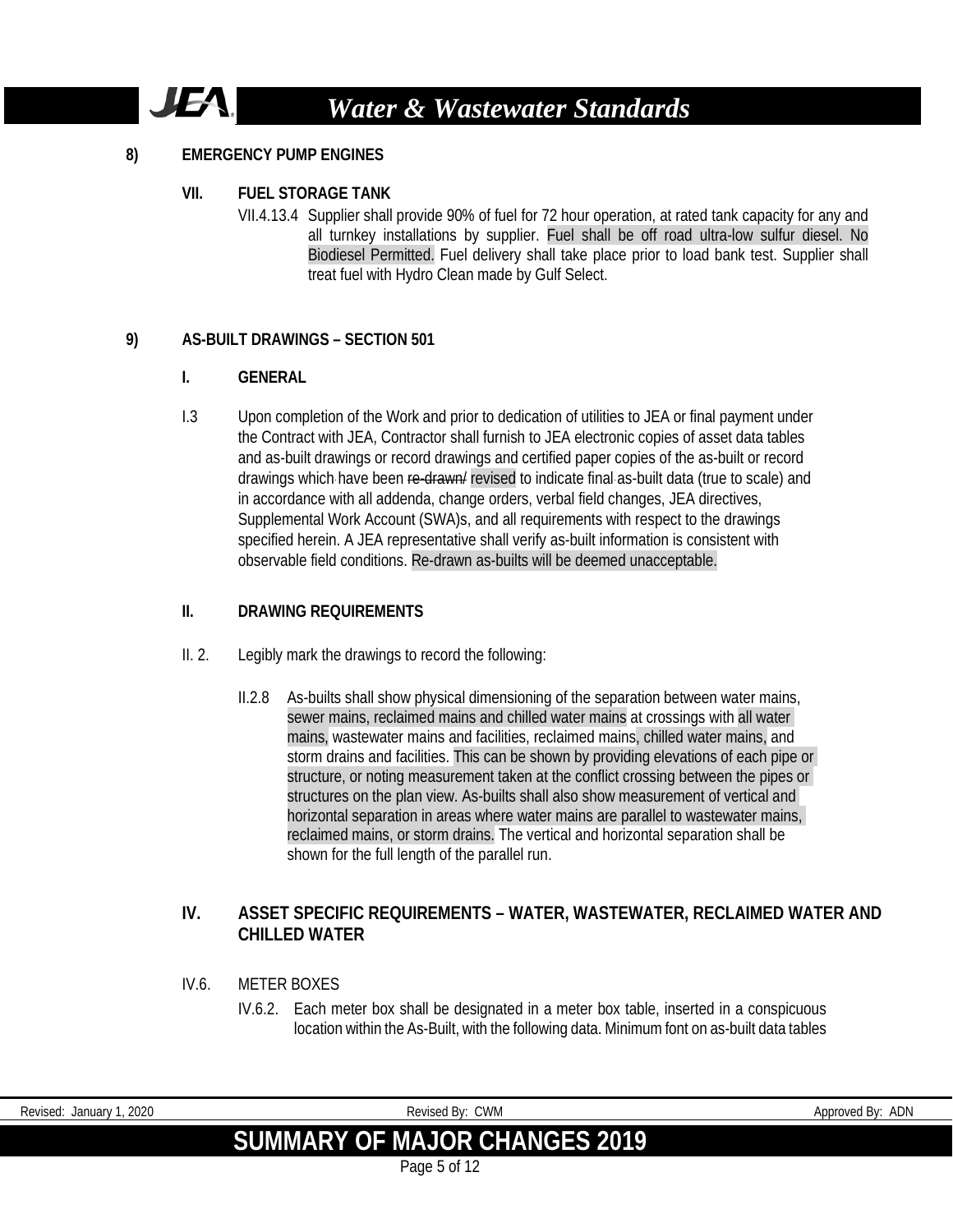**8) EMERGENCY PUMP ENGINES**

**VII. FUEL STORAGE TANK**

VII.4.13.4 Supplier shall provide 90% of fuel for 72 hour operation, at rated tank capacity for any and all turnkey installations by supplier. Fuel shall be off road ultra-low sulfur diesel. No Biodiesel Permitted. Fuel delivery shall take place prior to load bank test. Supplier shall treat fuel with Hydro Clean made by Gulf Select.

**9) AS-BUILT DRAWINGS – SECTION 501**

**I. GENERAL**

I.3 Upon completion of the Work and prior to dedication of utilities to JEA or final payment under the Contract with JEA, Contractor shall furnish to JEA electronic copies of asset data tables and as-built drawings or record drawings and certified paper copies of the as-built or record drawings which have been ~~re-drawn/~~ revised to indicate final as-built data (true to scale) and in accordance with all addenda, change orders, verbal field changes, JEA directives, Supplemental Work Account (SWA)s, and all requirements with respect to the drawings specified herein. A JEA representative shall verify as-built information is consistent with observable field conditions. Re-drawn as-builts will be deemed unacceptable.

**II. DRAWING REQUIREMENTS**

II. 2. Legibly mark the drawings to record the following:

II.2.8 As-builts shall show physical dimensioning of the separation between water mains, sewer mains, reclaimed mains and chilled water mains at crossings with all water mains, wastewater mains and facilities, reclaimed mains, chilled water mains, and storm drains and facilities. This can be shown by providing elevations of each pipe or structure, or noting measurement taken at the conflict crossing between the pipes or structures on the plan view. As-builts shall also show measurement of vertical and horizontal separation in areas where water mains are parallel to wastewater mains, reclaimed mains, or storm drains. The vertical and horizontal separation shall be shown for the full length of the parallel run.

**IV. ASSET SPECIFIC REQUIREMENTS – WATER, WASTEWATER, RECLAIMED WATER AND CHILLED WATER**

IV.6. METER BOXES

IV.6.2. Each meter box shall be designated in a meter box table, inserted in a conspicuous location within the As-Built, with the following data. Minimum font on as-built data tables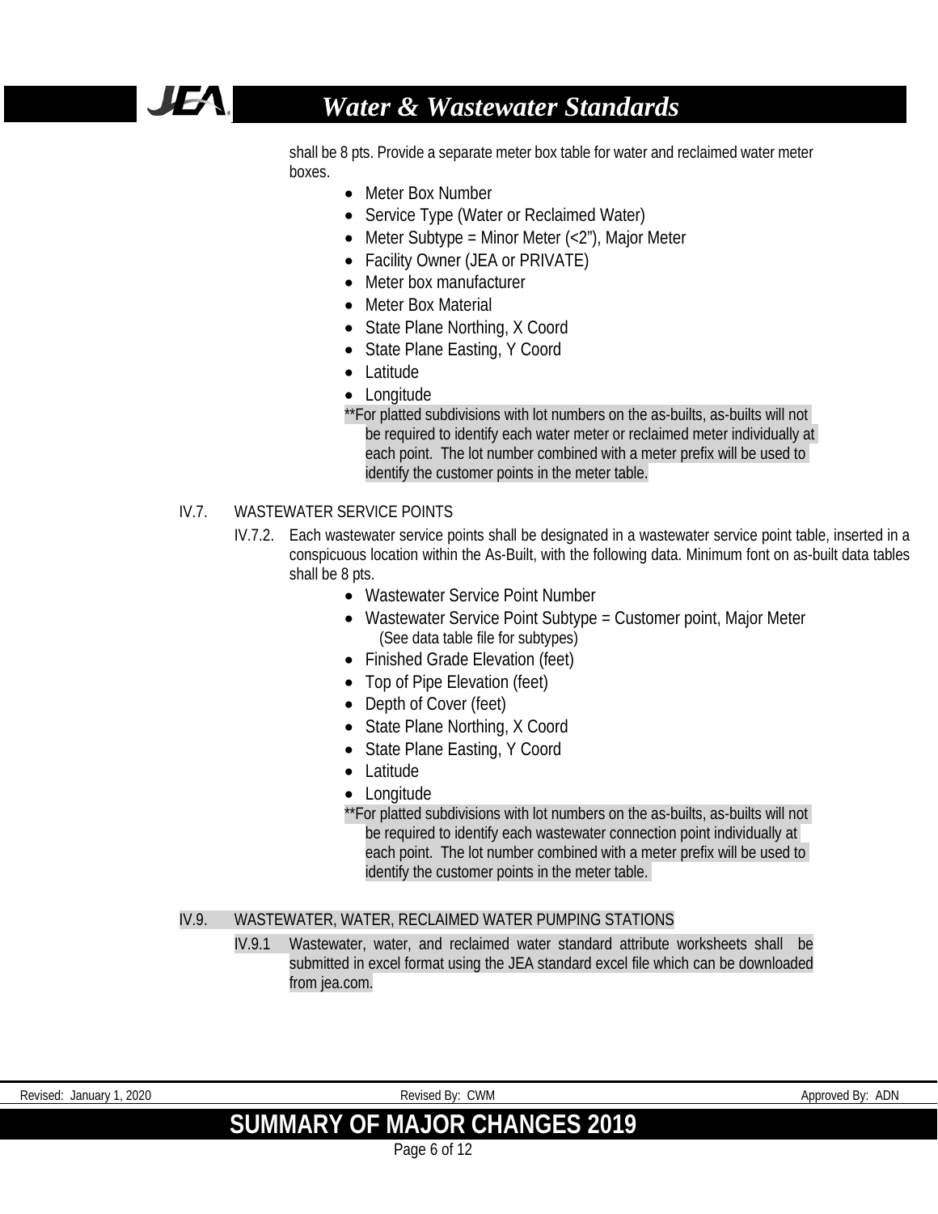shall be 8 pts. Provide a separate meter box table for water and reclaimed water meter boxes.

- Meter Box Number
- Service Type (Water or Reclaimed Water)
- Meter Subtype = Minor Meter (<2"), Major Meter
- Facility Owner (JEA or PRIVATE)
- Meter box manufacturer
- Meter Box Material
- State Plane Northing, X Coord
- State Plane Easting, Y Coord
- Latitude
- Longitude

**For platted subdivisions with lot numbers on the as-builts, as-builts will not be required to identify each water meter or reclaimed meter individually at each point. The lot number combined with a meter prefix will be used to identify the customer points in the meter table.

IV.7. WASTEWATER SERVICE POINTS

IV.7.2. Each wastewater service points shall be designated in a wastewater service point table, inserted in a conspicuous location within the As-Built, with the following data. Minimum font on as-built data tables shall be 8 pts.

- Wastewater Service Point Number
- Wastewater Service Point Subtype = Customer point, Major Meter (See data table file for subtypes)
- Finished Grade Elevation (feet)
- Top of Pipe Elevation (feet)
- Depth of Cover (feet)
- State Plane Northing, X Coord
- State Plane Easting, Y Coord
- Latitude
- Longitude

**For platted subdivisions with lot numbers on the as-builts, as-builts will not be required to identify each wastewater connection point individually at each point. The lot number combined with a meter prefix will be used to identify the customer points in the meter table.

IV.9. WASTEWATER, WATER, RECLAIMED WATER PUMPING STATIONS

IV.9.1 Wastewater, water, and reclaimed water standard attribute worksheets shall be submitted in excel format using the JEA standard excel file which can be downloaded from jea.com.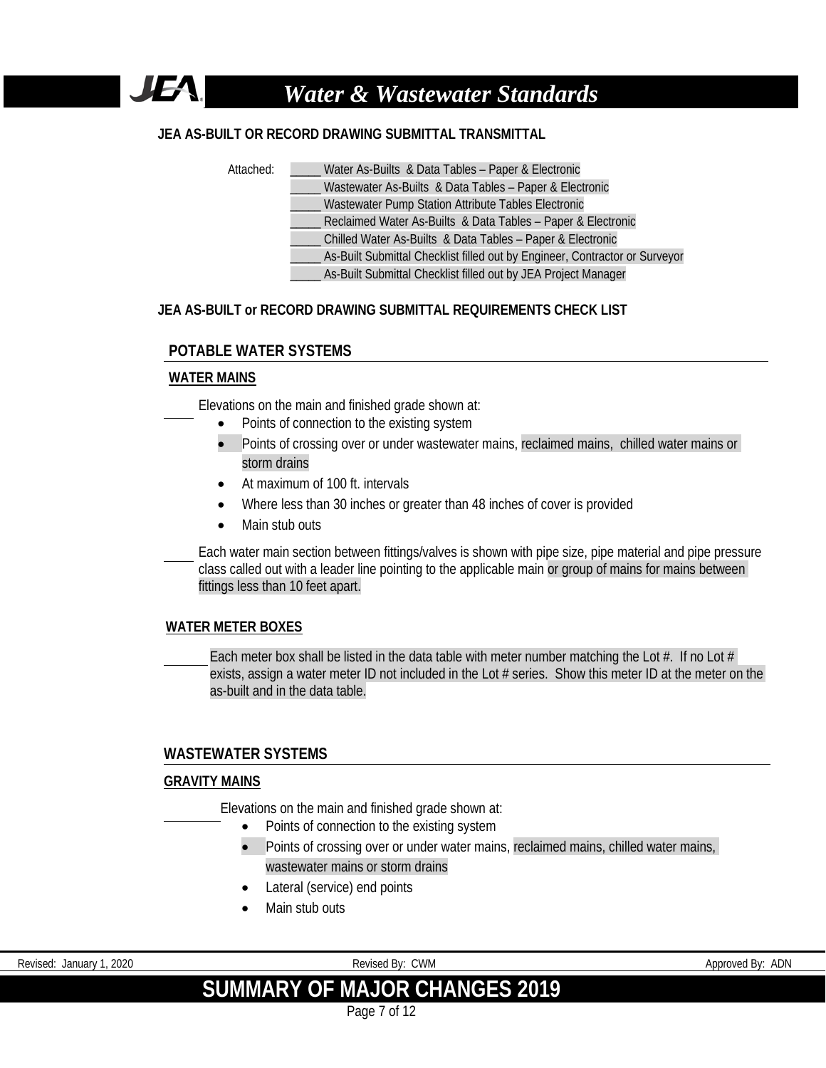**JEA AS-BUILT OR RECORD DRAWING SUBMITTAL TRANSMITTAL**

Attached:

_____ Water As-Builts & Data Tables – Paper & Electronic
_____ Wastewater As-Builts & Data Tables – Paper & Electronic
_____ Wastewater Pump Station Attribute Tables Electronic
_____ Reclaimed Water As-Builts & Data Tables – Paper & Electronic
_____ Chilled Water As-Builts & Data Tables – Paper & Electronic
_____ As-Built Submittal Checklist filled out by Engineer, Contractor or Surveyor
_____ As-Built Submittal Checklist filled out by JEA Project Manager

**JEA AS-BUILT or RECORD DRAWING SUBMITTAL REQUIREMENTS CHECK LIST**

## POTABLE WATER SYSTEMS

### WATER MAINS

_____ Elevations on the main and finished grade shown at:

- Points of connection to the existing system
- Points of crossing over or under wastewater mains, reclaimed mains, chilled water mains or storm drains
- At maximum of 100 ft. intervals
- Where less than 30 inches or greater than 48 inches of cover is provided
- Main stub outs

_____ Each water main section between fittings/valves is shown with pipe size, pipe material and pipe pressure class called out with a leader line pointing to the applicable main or group of mains for mains between fittings less than 10 feet apart.

### WATER METER BOXES

_____ Each meter box shall be listed in the data table with meter number matching the Lot #. If no Lot # exists, assign a water meter ID not included in the Lot # series. Show this meter ID at the meter on the as-built and in the data table.

## WASTEWATER SYSTEMS

### GRAVITY MAINS

_____ Elevations on the main and finished grade shown at:

- Points of connection to the existing system
- Points of crossing over or under water mains, reclaimed mains, chilled water mains, wastewater mains or storm drains
- Lateral (service) end points
- Main stub outs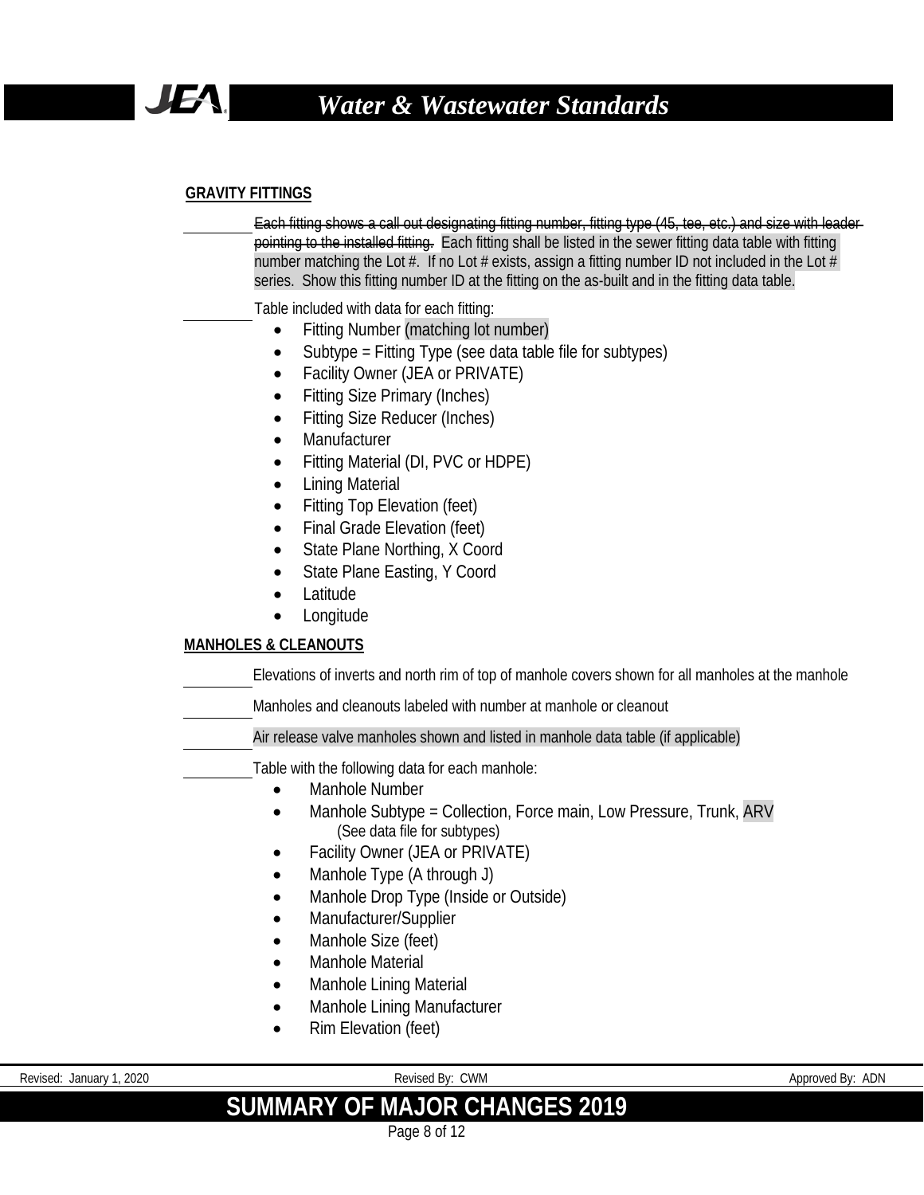**GRAVITY FITTINGS**

_________ ~~Each fitting shows a call out designating fitting number, fitting type (45, tee, etc.) and size with leader pointing to the installed fitting.~~ Each fitting shall be listed in the sewer fitting data table with fitting number matching the Lot #. If no Lot # exists, assign a fitting number ID not included in the Lot # series. Show this fitting number ID at the fitting on the as-built and in the fitting data table.

_________ Table included with data for each fitting:

- Fitting Number (matching lot number)
- Subtype = Fitting Type (see data table file for subtypes)
- Facility Owner (JEA or PRIVATE)
- Fitting Size Primary (Inches)
- Fitting Size Reducer (Inches)
- Manufacturer
- Fitting Material (DI, PVC or HDPE)
- Lining Material
- Fitting Top Elevation (feet)
- Final Grade Elevation (feet)
- State Plane Northing, X Coord
- State Plane Easting, Y Coord
- Latitude
- Longitude

**MANHOLES & CLEANOUTS**

_________ Elevations of inverts and north rim of top of manhole covers shown for all manholes at the manhole

_________ Manholes and cleanouts labeled with number at manhole or cleanout

_________ Air release valve manholes shown and listed in manhole data table (if applicable)

_________ Table with the following data for each manhole:

- Manhole Number
- Manhole Subtype = Collection, Force main, Low Pressure, Trunk, ARV
  (See data file for subtypes)
- Facility Owner (JEA or PRIVATE)
- Manhole Type (A through J)
- Manhole Drop Type (Inside or Outside)
- Manufacturer/Supplier
- Manhole Size (feet)
- Manhole Material
- Manhole Lining Material
- Manhole Lining Manufacturer
- Rim Elevation (feet)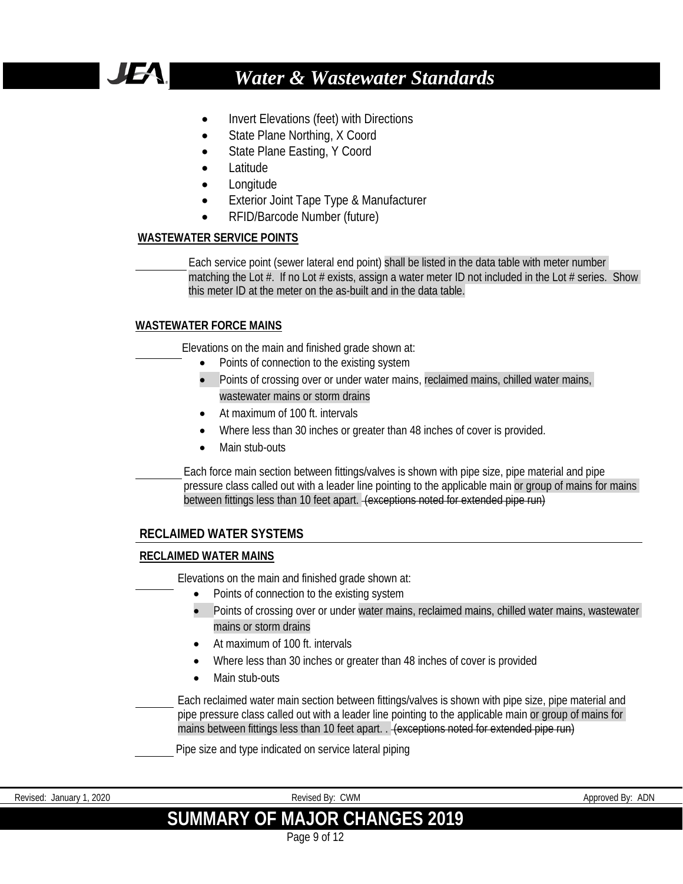- Invert Elevations (feet) with Directions
- State Plane Northing, X Coord
- State Plane Easting, Y Coord
- Latitude
- Longitude
- Exterior Joint Tape Type & Manufacturer
- RFID/Barcode Number (future)

**WASTEWATER SERVICE POINTS**

_________ Each service point (sewer lateral end point) shall be listed in the data table with meter number matching the Lot #. If no Lot # exists, assign a water meter ID not included in the Lot # series. Show this meter ID at the meter on the as-built and in the data table.

**WASTEWATER FORCE MAINS**

_________ Elevations on the main and finished grade shown at:

- Points of connection to the existing system
- Points of crossing over or under water mains, reclaimed mains, chilled water mains, wastewater mains or storm drains
- At maximum of 100 ft. intervals
- Where less than 30 inches or greater than 48 inches of cover is provided.
- Main stub-outs

_________ Each force main section between fittings/valves is shown with pipe size, pipe material and pipe pressure class called out with a leader line pointing to the applicable main or group of mains for mains between fittings less than 10 feet apart. ~~(exceptions noted for extended pipe run)~~

## RECLAIMED WATER SYSTEMS

**RECLAIMED WATER MAINS**

_________ Elevations on the main and finished grade shown at:

- Points of connection to the existing system
- Points of crossing over or under water mains, reclaimed mains, chilled water mains, wastewater mains or storm drains
- At maximum of 100 ft. intervals
- Where less than 30 inches or greater than 48 inches of cover is provided
- Main stub-outs

_________ Each reclaimed water main section between fittings/valves is shown with pipe size, pipe material and pipe pressure class called out with a leader line pointing to the applicable main or group of mains for mains between fittings less than 10 feet apart. . ~~(exceptions noted for extended pipe run)~~

_________ Pipe size and type indicated on service lateral piping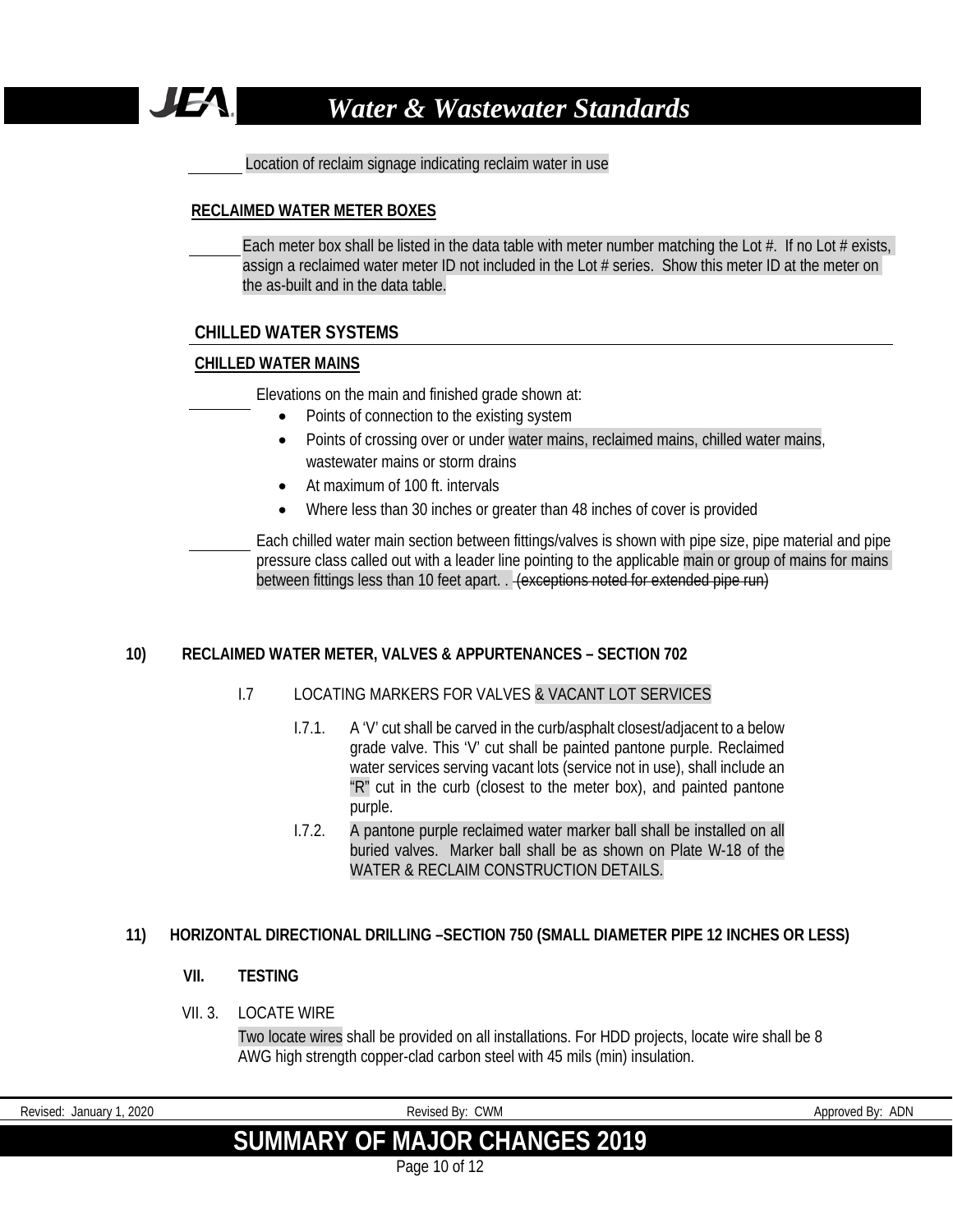_______ Location of reclaim signage indicating reclaim water in use

**RECLAIMED WATER METER BOXES**

_______ Each meter box shall be listed in the data table with meter number matching the Lot #. If no Lot # exists, assign a reclaimed water meter ID not included in the Lot # series. Show this meter ID at the meter on the as-built and in the data table.

## CHILLED WATER SYSTEMS

**CHILLED WATER MAINS**

_______ Elevations on the main and finished grade shown at:

- Points of connection to the existing system
- Points of crossing over or under water mains, reclaimed mains, chilled water mains, wastewater mains or storm drains
- At maximum of 100 ft. intervals
- Where less than 30 inches or greater than 48 inches of cover is provided

_______ Each chilled water main section between fittings/valves is shown with pipe size, pipe material and pipe pressure class called out with a leader line pointing to the applicable main or group of mains for mains between fittings less than 10 feet apart. . ~~(exceptions noted for extended pipe run)~~

## 10) RECLAIMED WATER METER, VALVES & APPURTENANCES – SECTION 702

I.7 LOCATING MARKERS FOR VALVES & VACANT LOT SERVICES

I.7.1. A 'V' cut shall be carved in the curb/asphalt closest/adjacent to a below grade valve. This 'V' cut shall be painted pantone purple. Reclaimed water services serving vacant lots (service not in use), shall include an "R" cut in the curb (closest to the meter box), and painted pantone purple.

I.7.2. A pantone purple reclaimed water marker ball shall be installed on all buried valves. Marker ball shall be as shown on Plate W-18 of the WATER & RECLAIM CONSTRUCTION DETAILS.

## 11) HORIZONTAL DIRECTIONAL DRILLING –SECTION 750 (SMALL DIAMETER PIPE 12 INCHES OR LESS)

### VII. TESTING

VII. 3. LOCATE WIRE

Two locate wires shall be provided on all installations. For HDD projects, locate wire shall be 8 AWG high strength copper-clad carbon steel with 45 mils (min) insulation.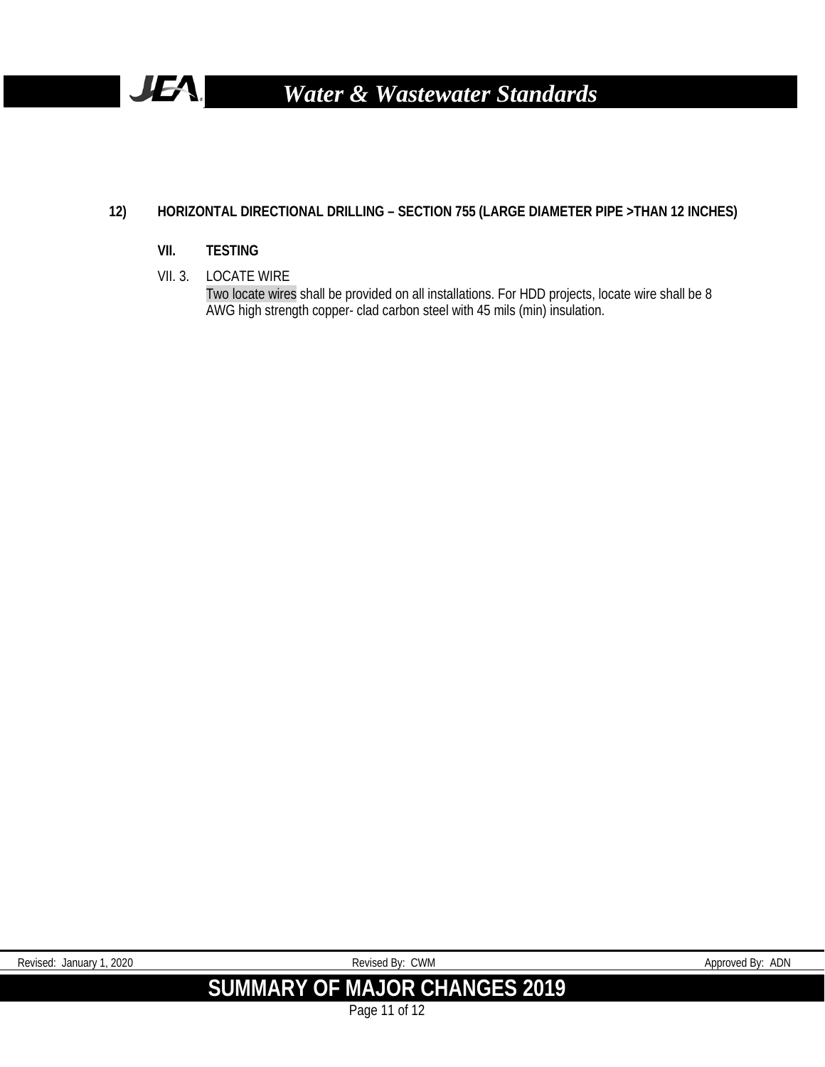## 12) HORIZONTAL DIRECTIONAL DRILLING – SECTION 755 (LARGE DIAMETER PIPE >THAN 12 INCHES)

### VII. TESTING

VII. 3. LOCATE WIRE

Two locate wires shall be provided on all installations. For HDD projects, locate wire shall be 8 AWG high strength copper- clad carbon steel with 45 mils (min) insulation.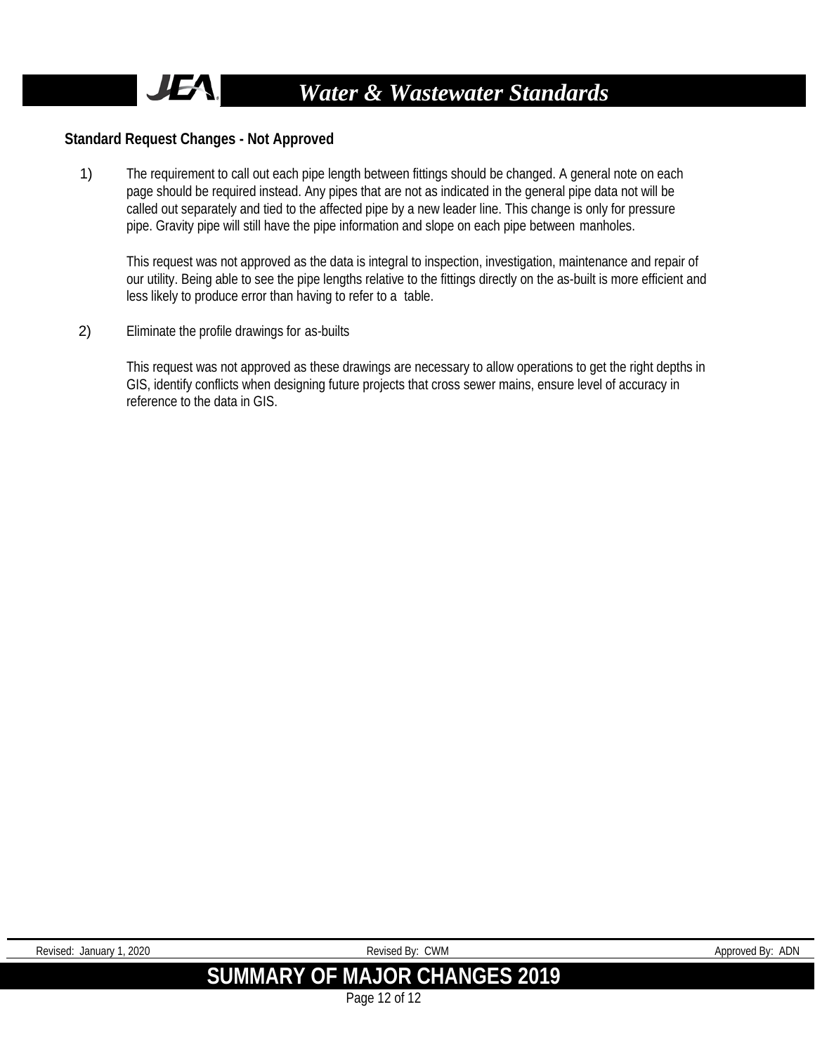**Standard Request Changes - Not Approved**

1) The requirement to call out each pipe length between fittings should be changed. A general note on each page should be required instead. Any pipes that are not as indicated in the general pipe data not will be called out separately and tied to the affected pipe by a new leader line. This change is only for pressure pipe. Gravity pipe will still have the pipe information and slope on each pipe between manholes.

   This request was not approved as the data is integral to inspection, investigation, maintenance and repair of our utility. Being able to see the pipe lengths relative to the fittings directly on the as-built is more efficient and less likely to produce error than having to refer to a table.

2) Eliminate the profile drawings for as-builts

   This request was not approved as these drawings are necessary to allow operations to get the right depths in GIS, identify conflicts when designing future projects that cross sewer mains, ensure level of accuracy in reference to the data in GIS.